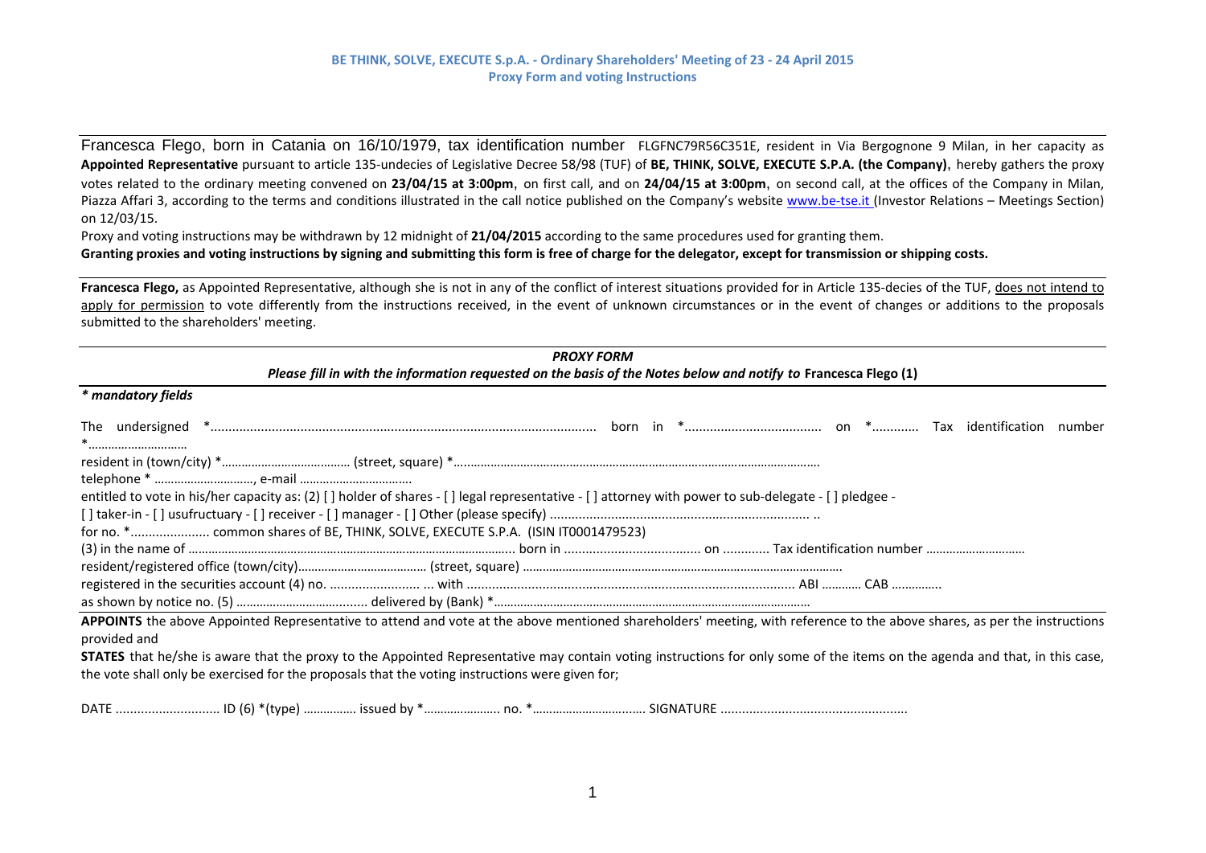**BE THINK, SOLVE, EXECUTE S.p.A. - Ordinary Shareholders' Meeting of 23 - 24 April 2015**
**Proxy Form and voting Instructions**

Francesca Flego, born in Catania on 16/10/1979, tax identification number FLGFNC79R56C351E, resident in Via Bergognone 9 Milan, in her capacity as **Appointed Representative** pursuant to article 135-undecies of Legislative Decree 58/98 (TUF) of **BE, THINK, SOLVE, EXECUTE S.P.A. (the Company)**, hereby gathers the proxy votes related to the ordinary meeting convened on **23/04/15 at 3:00pm**, on first call, and on **24/04/15 at 3:00pm**, on second call, at the offices of the Company in Milan, Piazza Affari 3, according to the terms and conditions illustrated in the call notice published on the Company's website www.be-tse.it (Investor Relations – Meetings Section) on 12/03/15.

Proxy and voting instructions may be withdrawn by 12 midnight of **21/04/2015** according to the same procedures used for granting them.

**Granting proxies and voting instructions by signing and submitting this form is free of charge for the delegator, except for transmission or shipping costs.**

**Francesca Flego,** as Appointed Representative, although she is not in any of the conflict of interest situations provided for in Article 135-decies of the TUF, does not intend to apply for permission to vote differently from the instructions received, in the event of unknown circumstances or in the event of changes or additions to the proposals submitted to the shareholders' meeting.

***PROXY FORM***

***Please fill in with the information requested on the basis of the Notes below and notify to* Francesca Flego (1)**

***\* mandatory fields***

The undersigned \*.......................................................................................................... born in \*...................................... on \*............ Tax identification number \*…………………………

resident in (town/city) \*………………………………… (street, square) \*………………………………………………………………………………………………….

telephone \* …………………………, e-mail ……………………………

entitled to vote in his/her capacity as: (2) [ ] holder of shares - [ ] legal representative - [ ] attorney with power to sub-delegate - [ ] pledgee - [ ] taker-in - [ ] usufructuary - [ ] receiver - [ ] manager - [ ] Other (please specify) ....................................................................... ..

for no. \*...................... common shares of BE, THINK, SOLVE, EXECUTE S.p.A. (ISIN IT0001479523)

(3) in the name of ………………………………………………………………………………………. born in ...................................... on ............ Tax identification number …………………………

resident/registered office (town/city)………………………………… (street, square) ………………………………………………………………………………………

registered in the securities account (4) no. ......................... ... with ........................................................................................... ABI ………… CAB …………..

as shown by notice no. (5) …………………………......... delivered by (Bank) \*……………………………………………………………………………………

**APPOINTS** the above Appointed Representative to attend and vote at the above mentioned shareholders' meeting, with reference to the above shares, as per the instructions provided and

**STATES** that he/she is aware that the proxy to the Appointed Representative may contain voting instructions for only some of the items on the agenda and that, in this case, the vote shall only be exercised for the proposals that the voting instructions were given for;

DATE ............................ ID (6) \*(type) ……………. issued by \*………………….. no. \*……………………………. SIGNATURE ...................................................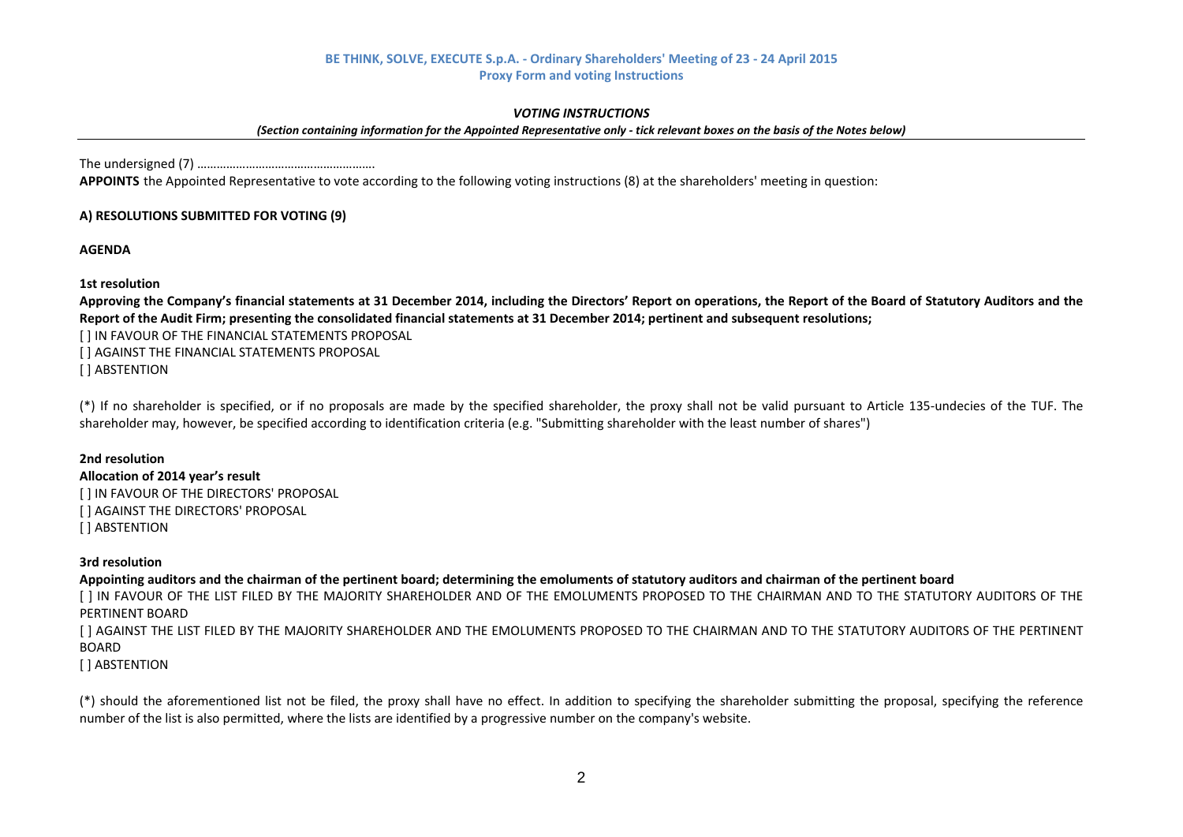**BE THINK, SOLVE, EXECUTE S.p.A. - Ordinary Shareholders' Meeting of 23 - 24 April 2015**
**Proxy Form and voting Instructions**

### *VOTING INSTRUCTIONS*

***(Section containing information for the Appointed Representative only - tick relevant boxes on the basis of the Notes below)***

The undersigned (7) …………………………………………….
**APPOINTS** the Appointed Representative to vote according to the following voting instructions (8) at the shareholders' meeting in question:

**A) RESOLUTIONS SUBMITTED FOR VOTING (9)**

**AGENDA**

**1st resolution**
**Approving the Company's financial statements at 31 December 2014, including the Directors' Report on operations, the Report of the Board of Statutory Auditors and the Report of the Audit Firm; presenting the consolidated financial statements at 31 December 2014; pertinent and subsequent resolutions;**
[ ] IN FAVOUR OF THE FINANCIAL STATEMENTS PROPOSAL
[ ] AGAINST THE FINANCIAL STATEMENTS PROPOSAL
[ ] ABSTENTION

(*) If no shareholder is specified, or if no proposals are made by the specified shareholder, the proxy shall not be valid pursuant to Article 135-undecies of the TUF. The shareholder may, however, be specified according to identification criteria (e.g. "Submitting shareholder with the least number of shares")

**2nd resolution**
**Allocation of 2014 year's result**
[ ] IN FAVOUR OF THE DIRECTORS' PROPOSAL
[ ] AGAINST THE DIRECTORS' PROPOSAL
[ ] ABSTENTION

**3rd resolution**
**Appointing auditors and the chairman of the pertinent board; determining the emoluments of statutory auditors and chairman of the pertinent board**
[ ] IN FAVOUR OF THE LIST FILED BY THE MAJORITY SHAREHOLDER AND OF THE EMOLUMENTS PROPOSED TO THE CHAIRMAN AND TO THE STATUTORY AUDITORS OF THE PERTINENT BOARD
[ ] AGAINST THE LIST FILED BY THE MAJORITY SHAREHOLDER AND THE EMOLUMENTS PROPOSED TO THE CHAIRMAN AND TO THE STATUTORY AUDITORS OF THE PERTINENT BOARD
[ ] ABSTENTION

(*) should the aforementioned list not be filed, the proxy shall have no effect. In addition to specifying the shareholder submitting the proposal, specifying the reference number of the list is also permitted, where the lists are identified by a progressive number on the company's website.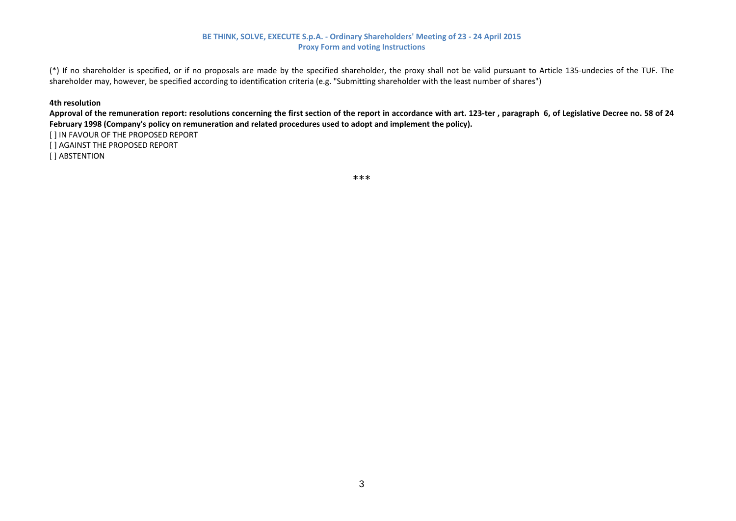(*) If no shareholder is specified, or if no proposals are made by the specified shareholder, the proxy shall not be valid pursuant to Article 135-undecies of the TUF. The shareholder may, however, be specified according to identification criteria (e.g. "Submitting shareholder with the least number of shares")

**4th resolution**

**Approval of the remuneration report: resolutions concerning the first section of the report in accordance with art. 123-ter , paragraph 6, of Legislative Decree no. 58 of 24 February 1998 (Company's policy on remuneration and related procedures used to adopt and implement the policy).**

[ ] IN FAVOUR OF THE PROPOSED REPORT
[ ] AGAINST THE PROPOSED REPORT
[ ] ABSTENTION

***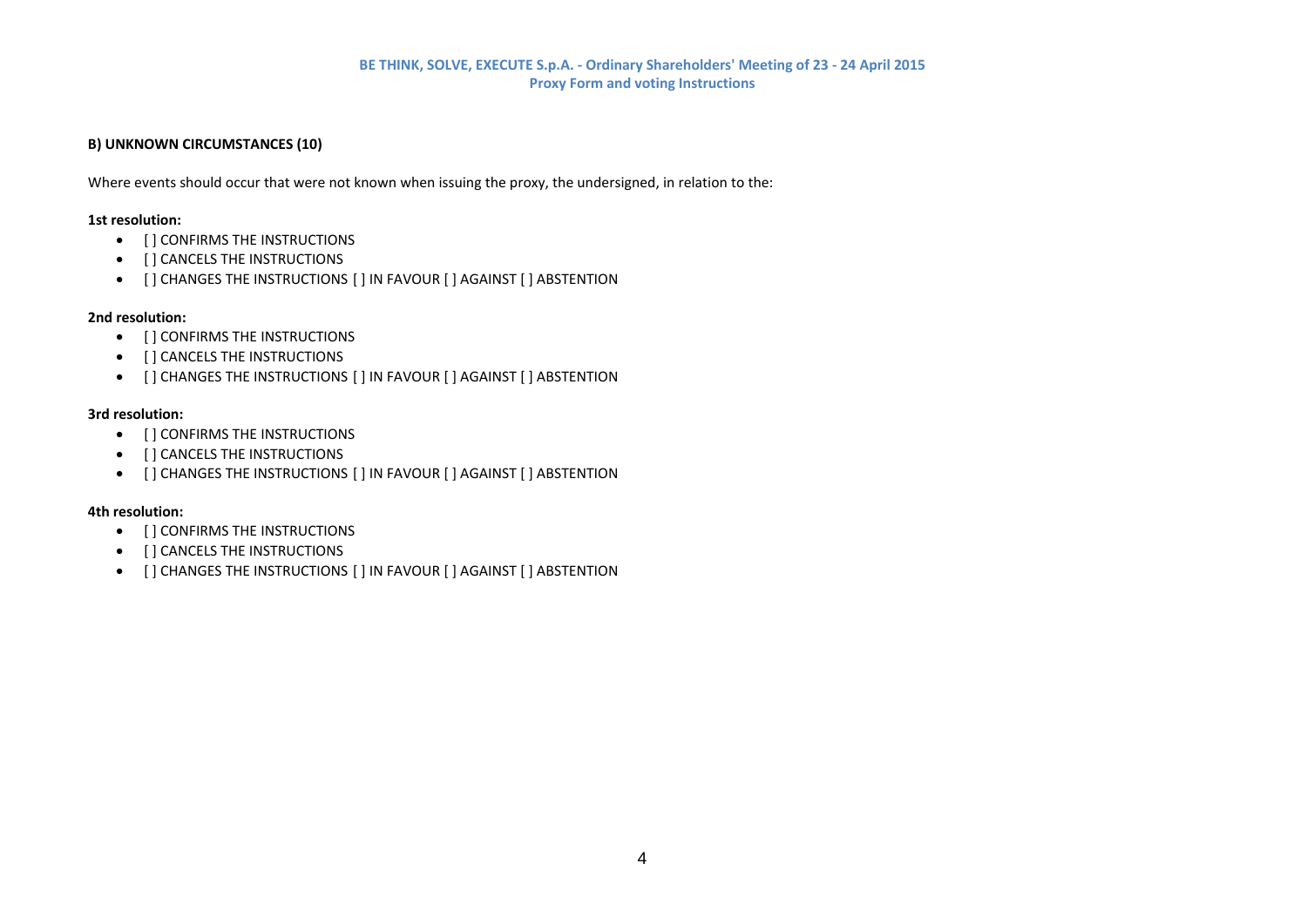**B) UNKNOWN CIRCUMSTANCES (10)**

Where events should occur that were not known when issuing the proxy, the undersigned, in relation to the:

**1st resolution:**

- [ ] CONFIRMS THE INSTRUCTIONS
- [ ] CANCELS THE INSTRUCTIONS
- [ ] CHANGES THE INSTRUCTIONS [ ] IN FAVOUR [ ] AGAINST [ ] ABSTENTION

**2nd resolution:**

- [ ] CONFIRMS THE INSTRUCTIONS
- [ ] CANCELS THE INSTRUCTIONS
- [ ] CHANGES THE INSTRUCTIONS [ ] IN FAVOUR [ ] AGAINST [ ] ABSTENTION

**3rd resolution:**

- [ ] CONFIRMS THE INSTRUCTIONS
- [ ] CANCELS THE INSTRUCTIONS
- [ ] CHANGES THE INSTRUCTIONS [ ] IN FAVOUR [ ] AGAINST [ ] ABSTENTION

**4th resolution:**

- [ ] CONFIRMS THE INSTRUCTIONS
- [ ] CANCELS THE INSTRUCTIONS
- [ ] CHANGES THE INSTRUCTIONS [ ] IN FAVOUR [ ] AGAINST [ ] ABSTENTION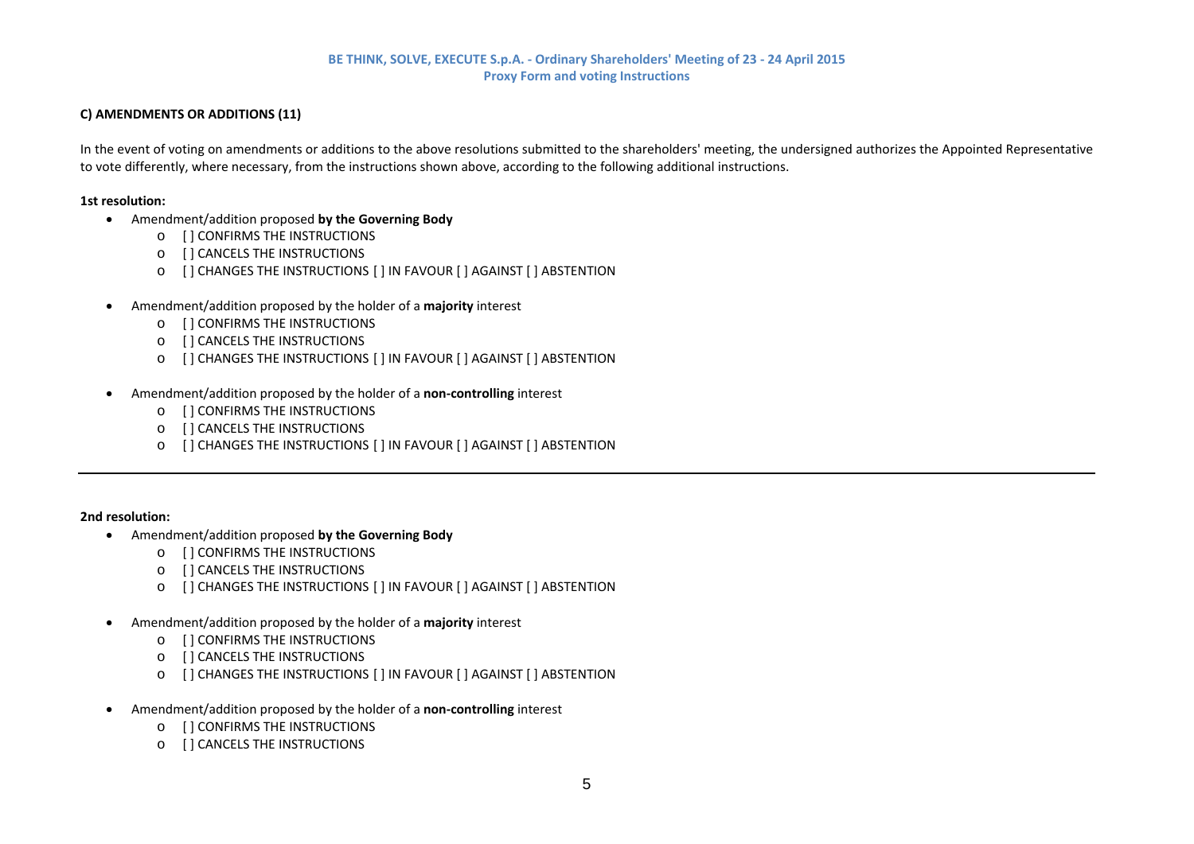**C) AMENDMENTS OR ADDITIONS (11)**

In the event of voting on amendments or additions to the above resolutions submitted to the shareholders' meeting, the undersigned authorizes the Appointed Representative to vote differently, where necessary, from the instructions shown above, according to the following additional instructions.

**1st resolution:**

- Amendment/addition proposed **by the Governing Body**
    - [ ] CONFIRMS THE INSTRUCTIONS
    - [ ] CANCELS THE INSTRUCTIONS
    - [ ] CHANGES THE INSTRUCTIONS [ ] IN FAVOUR [ ] AGAINST [ ] ABSTENTION

- Amendment/addition proposed by the holder of a **majority** interest
    - [ ] CONFIRMS THE INSTRUCTIONS
    - [ ] CANCELS THE INSTRUCTIONS
    - [ ] CHANGES THE INSTRUCTIONS [ ] IN FAVOUR [ ] AGAINST [ ] ABSTENTION

- Amendment/addition proposed by the holder of a **non-controlling** interest
    - [ ] CONFIRMS THE INSTRUCTIONS
    - [ ] CANCELS THE INSTRUCTIONS
    - [ ] CHANGES THE INSTRUCTIONS [ ] IN FAVOUR [ ] AGAINST [ ] ABSTENTION

---

**2nd resolution:**

- Amendment/addition proposed **by the Governing Body**
    - [ ] CONFIRMS THE INSTRUCTIONS
    - [ ] CANCELS THE INSTRUCTIONS
    - [ ] CHANGES THE INSTRUCTIONS [ ] IN FAVOUR [ ] AGAINST [ ] ABSTENTION

- Amendment/addition proposed by the holder of a **majority** interest
    - [ ] CONFIRMS THE INSTRUCTIONS
    - [ ] CANCELS THE INSTRUCTIONS
    - [ ] CHANGES THE INSTRUCTIONS [ ] IN FAVOUR [ ] AGAINST [ ] ABSTENTION

- Amendment/addition proposed by the holder of a **non-controlling** interest
    - [ ] CONFIRMS THE INSTRUCTIONS
    - [ ] CANCELS THE INSTRUCTIONS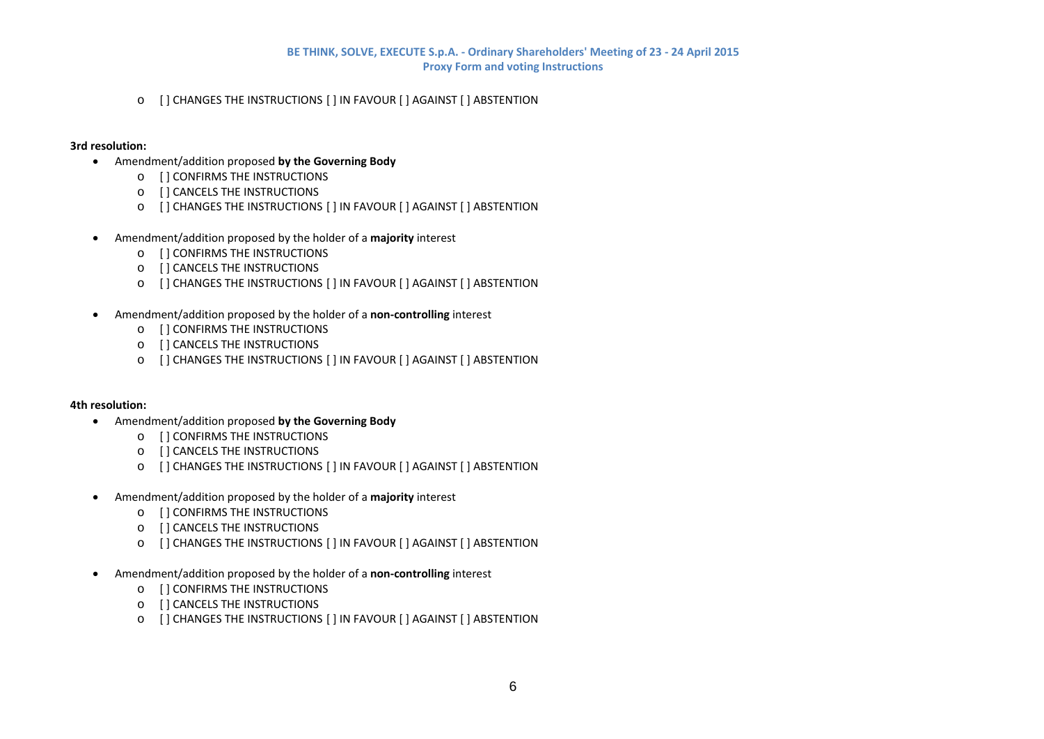- [ ] CHANGES THE INSTRUCTIONS [ ] IN FAVOUR [ ] AGAINST [ ] ABSTENTION

**3rd resolution:**

- Amendment/addition proposed **by the Governing Body**
  - [ ] CONFIRMS THE INSTRUCTIONS
  - [ ] CANCELS THE INSTRUCTIONS
  - [ ] CHANGES THE INSTRUCTIONS [ ] IN FAVOUR [ ] AGAINST [ ] ABSTENTION

- Amendment/addition proposed by the holder of a **majority** interest
  - [ ] CONFIRMS THE INSTRUCTIONS
  - [ ] CANCELS THE INSTRUCTIONS
  - [ ] CHANGES THE INSTRUCTIONS [ ] IN FAVOUR [ ] AGAINST [ ] ABSTENTION

- Amendment/addition proposed by the holder of a **non-controlling** interest
  - [ ] CONFIRMS THE INSTRUCTIONS
  - [ ] CANCELS THE INSTRUCTIONS
  - [ ] CHANGES THE INSTRUCTIONS [ ] IN FAVOUR [ ] AGAINST [ ] ABSTENTION

**4th resolution:**

- Amendment/addition proposed **by the Governing Body**
  - [ ] CONFIRMS THE INSTRUCTIONS
  - [ ] CANCELS THE INSTRUCTIONS
  - [ ] CHANGES THE INSTRUCTIONS [ ] IN FAVOUR [ ] AGAINST [ ] ABSTENTION

- Amendment/addition proposed by the holder of a **majority** interest
  - [ ] CONFIRMS THE INSTRUCTIONS
  - [ ] CANCELS THE INSTRUCTIONS
  - [ ] CHANGES THE INSTRUCTIONS [ ] IN FAVOUR [ ] AGAINST [ ] ABSTENTION

- Amendment/addition proposed by the holder of a **non-controlling** interest
  - [ ] CONFIRMS THE INSTRUCTIONS
  - [ ] CANCELS THE INSTRUCTIONS
  - [ ] CHANGES THE INSTRUCTIONS [ ] IN FAVOUR [ ] AGAINST [ ] ABSTENTION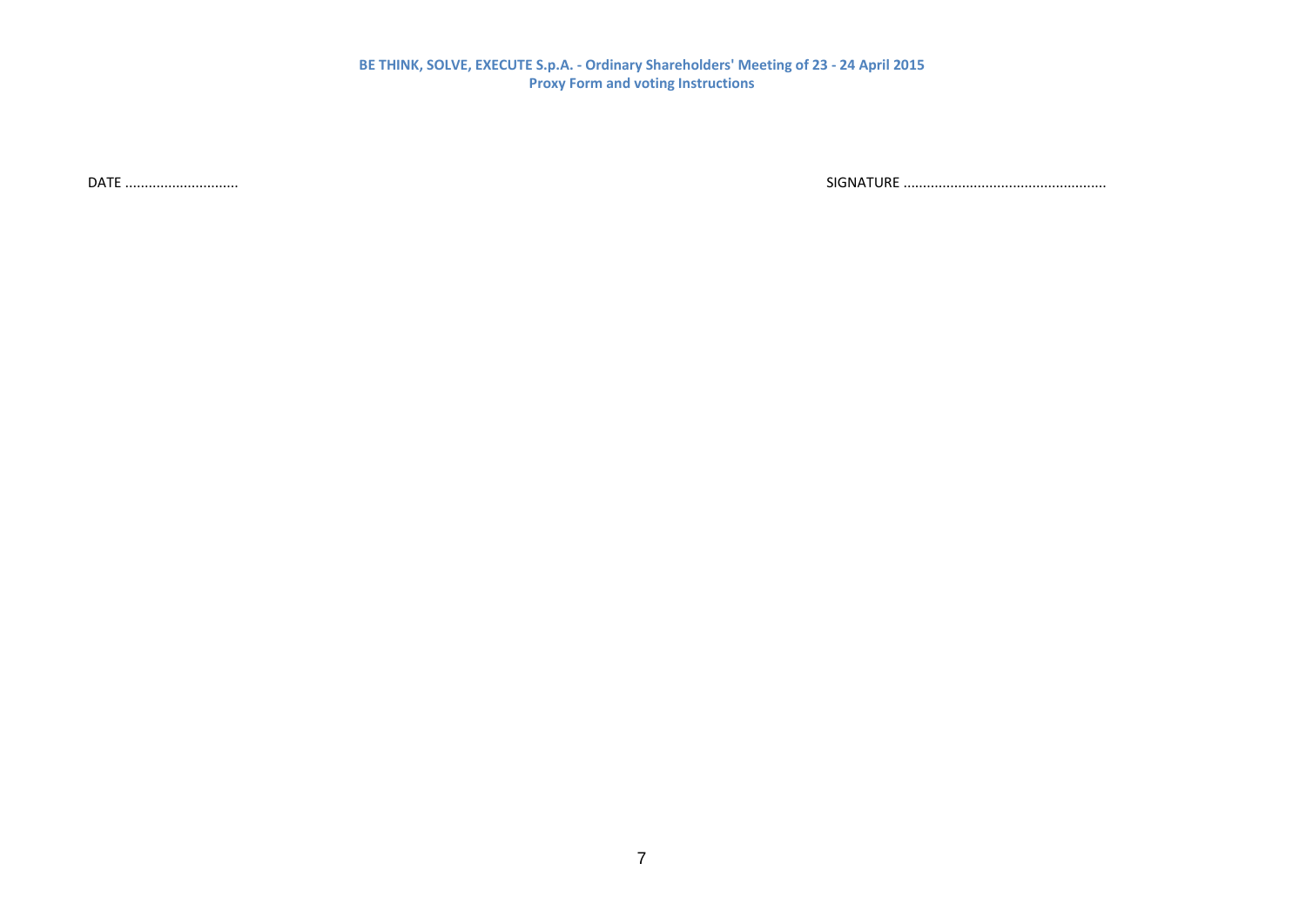DATE ............................ SIGNATURE ...................................................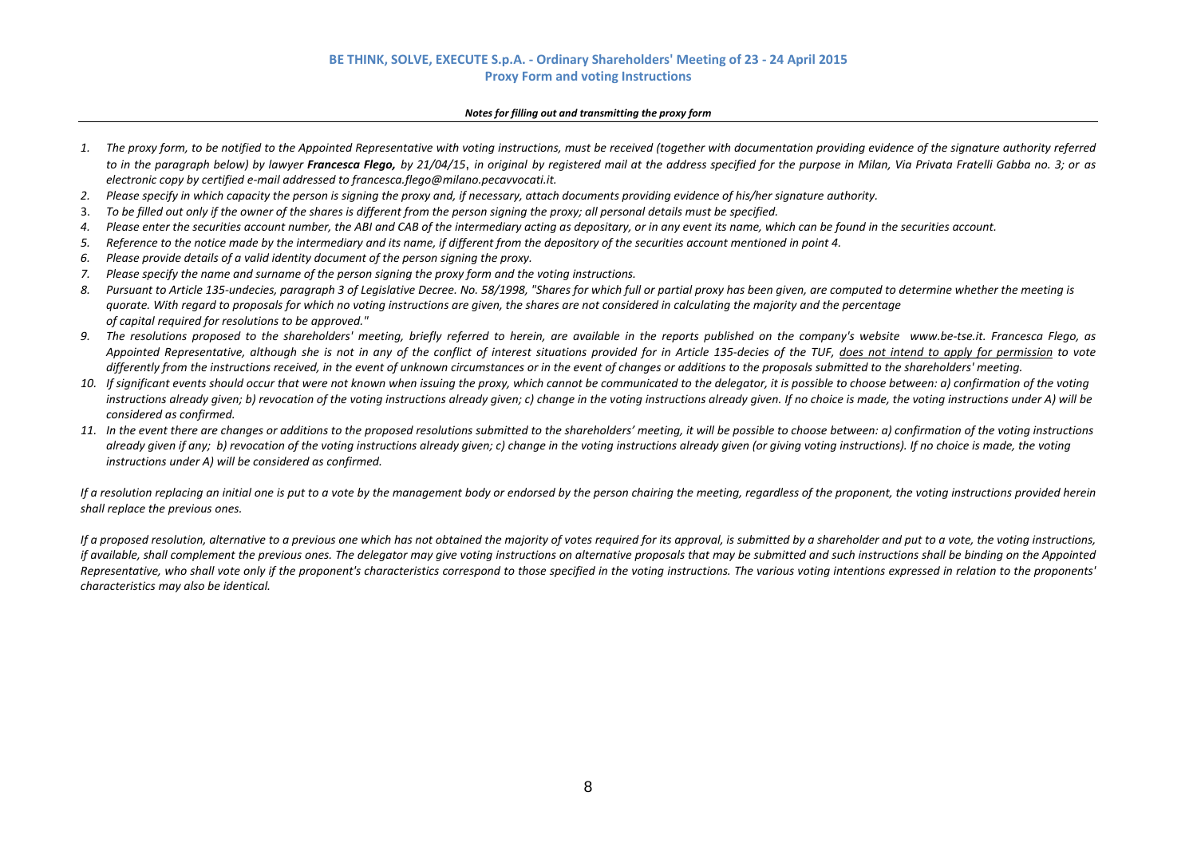# BE THINK, SOLVE, EXECUTE S.p.A. - Ordinary Shareholders' Meeting of 23 - 24 April 2015

## Proxy Form and voting Instructions

***Notes for filling out and transmitting the proxy form***

1. *The proxy form, to be notified to the Appointed Representative with voting instructions, must be received (together with documentation providing evidence of the signature authority referred to in the paragraph below) by lawyer **Francesca Flego,** by 21/04/15, in original by registered mail at the address specified for the purpose in Milan, Via Privata Fratelli Gabba no. 3; or as electronic copy by certified e-mail addressed to francesca.flego@milano.pecavvocati.it.*
2. *Please specify in which capacity the person is signing the proxy and, if necessary, attach documents providing evidence of his/her signature authority.*
3. *To be filled out only if the owner of the shares is different from the person signing the proxy; all personal details must be specified.*
4. *Please enter the securities account number, the ABI and CAB of the intermediary acting as depositary, or in any event its name, which can be found in the securities account.*
5. *Reference to the notice made by the intermediary and its name, if different from the depository of the securities account mentioned in point 4.*
6. *Please provide details of a valid identity document of the person signing the proxy.*
7. *Please specify the name and surname of the person signing the proxy form and the voting instructions.*
8. *Pursuant to Article 135-undecies, paragraph 3 of Legislative Decree. No. 58/1998, "Shares for which full or partial proxy has been given, are computed to determine whether the meeting is quorate. With regard to proposals for which no voting instructions are given, the shares are not considered in calculating the majority and the percentage of capital required for resolutions to be approved."*
9. *The resolutions proposed to the shareholders' meeting, briefly referred to herein, are available in the reports published on the company's website www.be-tse.it. Francesca Flego, as Appointed Representative, although she is not in any of the conflict of interest situations provided for in Article 135-decies of the TUF, <u>does not intend to apply for permission</u> to vote differently from the instructions received, in the event of unknown circumstances or in the event of changes or additions to the proposals submitted to the shareholders' meeting.*
10. *If significant events should occur that were not known when issuing the proxy, which cannot be communicated to the delegator, it is possible to choose between: a) confirmation of the voting instructions already given; b) revocation of the voting instructions already given; c) change in the voting instructions already given. If no choice is made, the voting instructions under A) will be considered as confirmed.*
11. *In the event there are changes or additions to the proposed resolutions submitted to the shareholders' meeting, it will be possible to choose between: a) confirmation of the voting instructions already given if any; b) revocation of the voting instructions already given; c) change in the voting instructions already given (or giving voting instructions). If no choice is made, the voting instructions under A) will be considered as confirmed.*

*If a resolution replacing an initial one is put to a vote by the management body or endorsed by the person chairing the meeting, regardless of the proponent, the voting instructions provided herein shall replace the previous ones.*

*If a proposed resolution, alternative to a previous one which has not obtained the majority of votes required for its approval, is submitted by a shareholder and put to a vote, the voting instructions, if available, shall complement the previous ones. The delegator may give voting instructions on alternative proposals that may be submitted and such instructions shall be binding on the Appointed Representative, who shall vote only if the proponent's characteristics correspond to those specified in the voting instructions. The various voting intentions expressed in relation to the proponents' characteristics may also be identical.*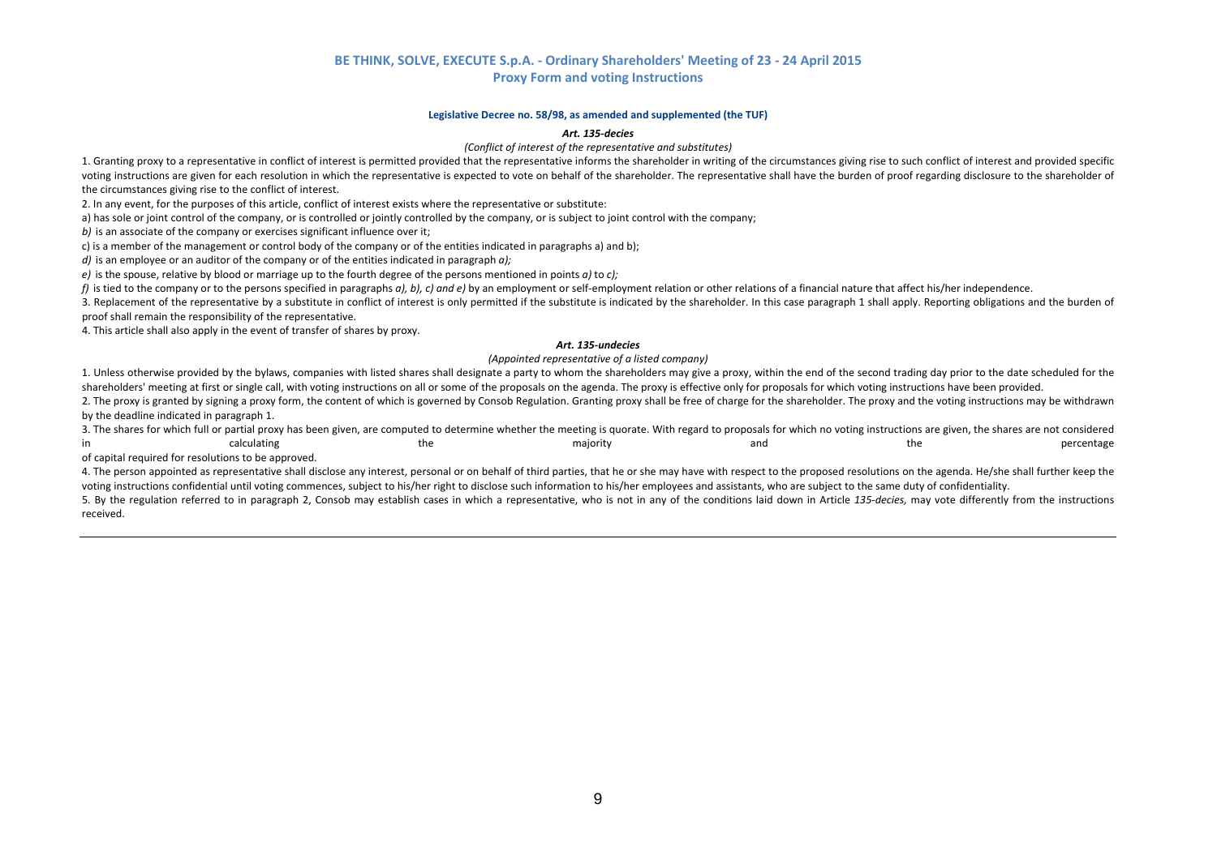## BE THINK, SOLVE, EXECUTE S.p.A. - Ordinary Shareholders' Meeting of 23 - 24 April 2015
### Proxy Form and voting Instructions

**Legislative Decree no. 58/98, as amended and supplemented (the TUF)**

***Art. 135-decies***

*(Conflict of interest of the representative and substitutes)*

1. Granting proxy to a representative in conflict of interest is permitted provided that the representative informs the shareholder in writing of the circumstances giving rise to such conflict of interest and provided specific voting instructions are given for each resolution in which the representative is expected to vote on behalf of the shareholder. The representative shall have the burden of proof regarding disclosure to the shareholder of the circumstances giving rise to the conflict of interest.

2. In any event, for the purposes of this article, conflict of interest exists where the representative or substitute:

a) has sole or joint control of the company, or is controlled or jointly controlled by the company, or is subject to joint control with the company;

*b)* is an associate of the company or exercises significant influence over it;

c) is a member of the management or control body of the company or of the entities indicated in paragraphs a) and b);

*d)* is an employee or an auditor of the company or of the entities indicated in paragraph *a);*

*e)* is the spouse, relative by blood or marriage up to the fourth degree of the persons mentioned in points *a)* to *c);*

*f)* is tied to the company or to the persons specified in paragraphs *a), b), c) and e)* by an employment or self-employment relation or other relations of a financial nature that affect his/her independence.

3. Replacement of the representative by a substitute in conflict of interest is only permitted if the substitute is indicated by the shareholder. In this case paragraph 1 shall apply. Reporting obligations and the burden of proof shall remain the responsibility of the representative.

4. This article shall also apply in the event of transfer of shares by proxy.

***Art. 135-undecies***

*(Appointed representative of a listed company)*

1. Unless otherwise provided by the bylaws, companies with listed shares shall designate a party to whom the shareholders may give a proxy, within the end of the second trading day prior to the date scheduled for the shareholders' meeting at first or single call, with voting instructions on all or some of the proposals on the agenda. The proxy is effective only for proposals for which voting instructions have been provided.

2. The proxy is granted by signing a proxy form, the content of which is governed by Consob Regulation. Granting proxy shall be free of charge for the shareholder. The proxy and the voting instructions may be withdrawn by the deadline indicated in paragraph 1.

3. The shares for which full or partial proxy has been given, are computed to determine whether the meeting is quorate. With regard to proposals for which no voting instructions are given, the shares are not considered in calculating the majority and the percentage of capital required for resolutions to be approved.

4. The person appointed as representative shall disclose any interest, personal or on behalf of third parties, that he or she may have with respect to the proposed resolutions on the agenda. He/she shall further keep the voting instructions confidential until voting commences, subject to his/her right to disclose such information to his/her employees and assistants, who are subject to the same duty of confidentiality.

5. By the regulation referred to in paragraph 2, Consob may establish cases in which a representative, who is not in any of the conditions laid down in Article *135-decies,* may vote differently from the instructions received.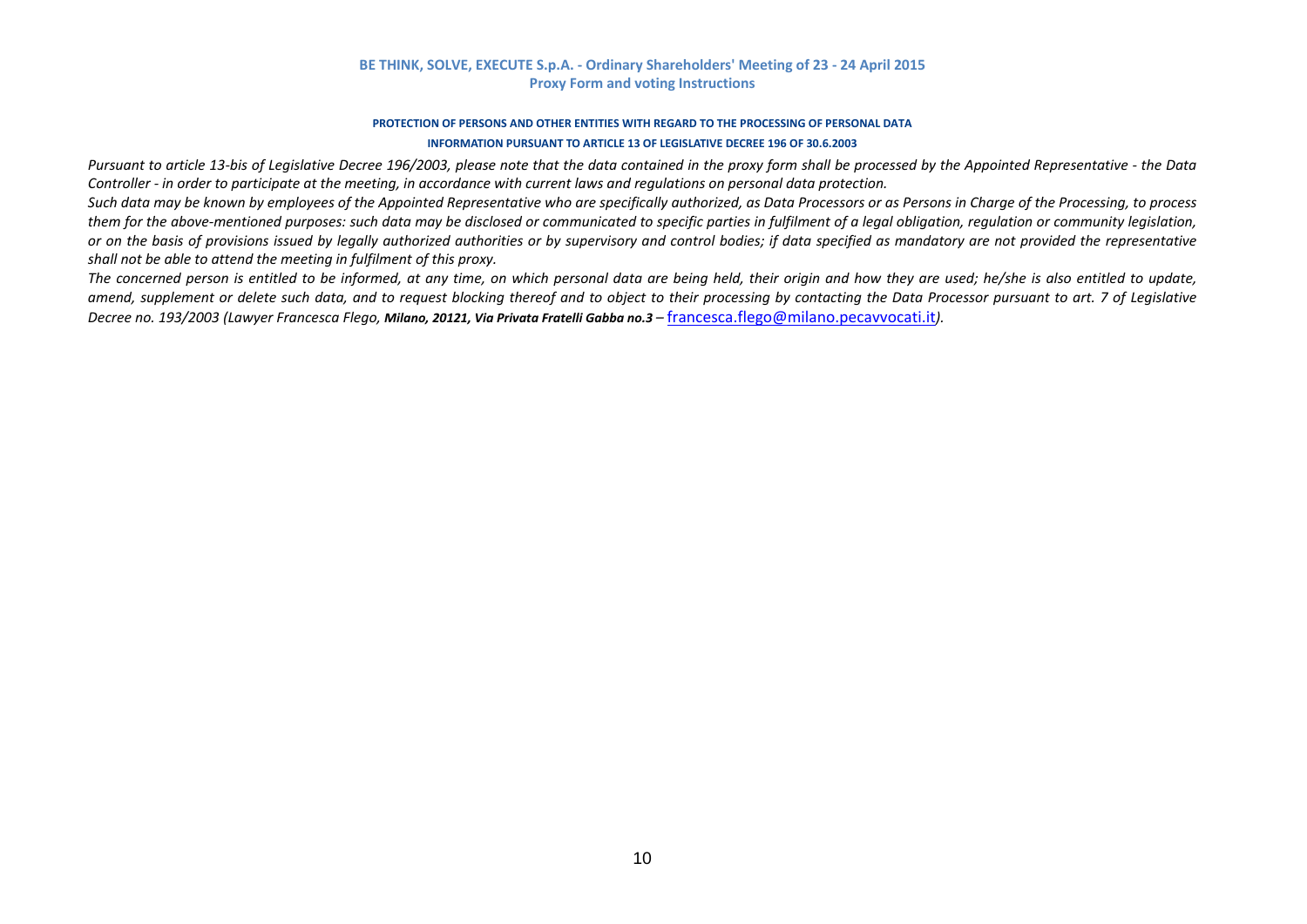**BE THINK, SOLVE, EXECUTE S.p.A. - Ordinary Shareholders' Meeting of 23 - 24 April 2015**
**Proxy Form and voting Instructions**

#### PROTECTION OF PERSONS AND OTHER ENTITIES WITH REGARD TO THE PROCESSING OF PERSONAL DATA

#### INFORMATION PURSUANT TO ARTICLE 13 OF LEGISLATIVE DECREE 196 OF 30.6.2003

*Pursuant to article 13-bis of Legislative Decree 196/2003, please note that the data contained in the proxy form shall be processed by the Appointed Representative - the Data Controller - in order to participate at the meeting, in accordance with current laws and regulations on personal data protection.*

*Such data may be known by employees of the Appointed Representative who are specifically authorized, as Data Processors or as Persons in Charge of the Processing, to process them for the above-mentioned purposes: such data may be disclosed or communicated to specific parties in fulfilment of a legal obligation, regulation or community legislation, or on the basis of provisions issued by legally authorized authorities or by supervisory and control bodies; if data specified as mandatory are not provided the representative shall not be able to attend the meeting in fulfilment of this proxy.*

*The concerned person is entitled to be informed, at any time, on which personal data are being held, their origin and how they are used; he/she is also entitled to update, amend, supplement or delete such data, and to request blocking thereof and to object to their processing by contacting the Data Processor pursuant to art. 7 of Legislative Decree no. 193/2003 (Lawyer Francesca Flego, **Milano, 20121, Via Privata Fratelli Gabba no.3** –* francesca.flego@milano.pecavvocati.it*).*